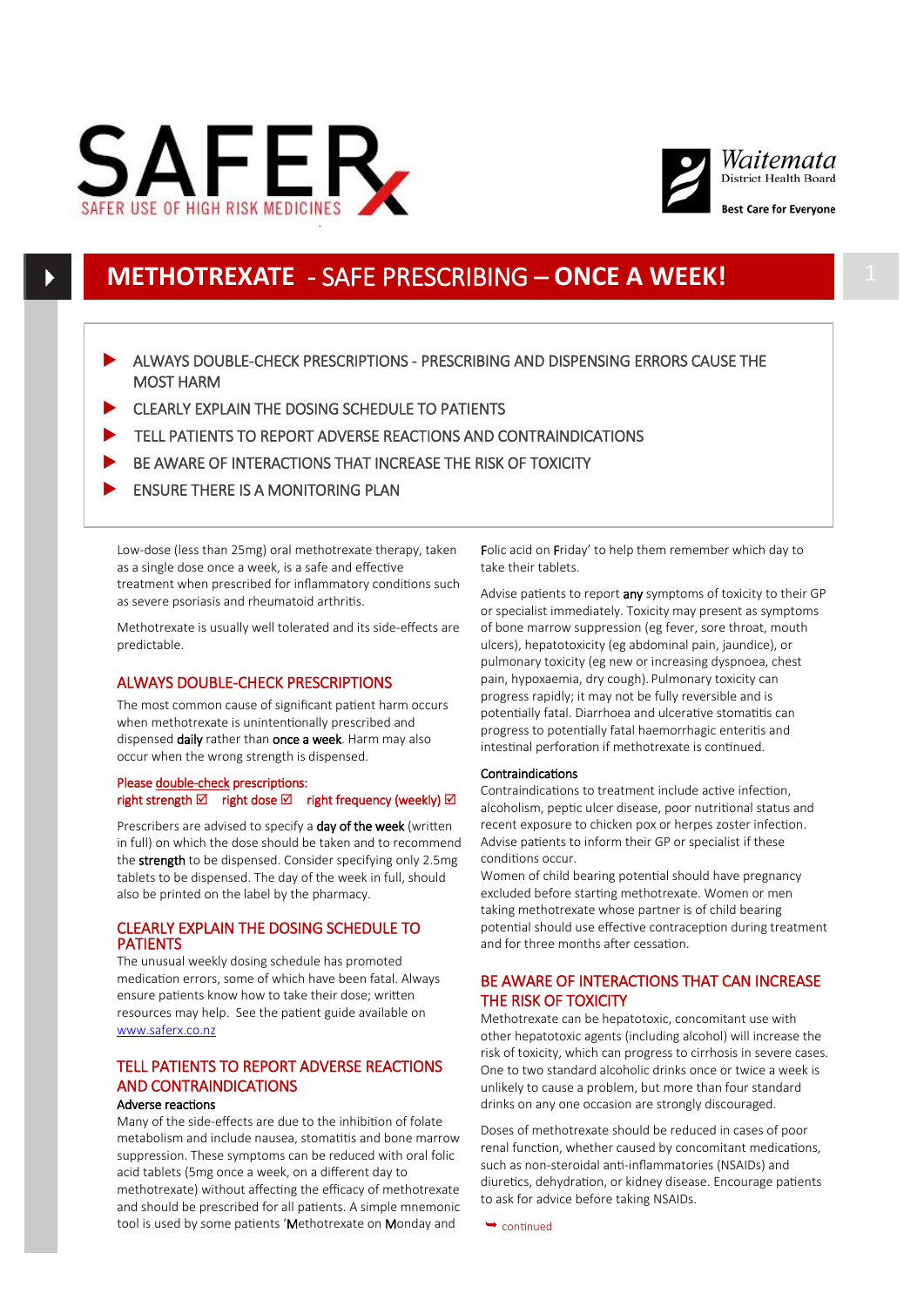SAFER

SAFER USE OF HIGH RISK MEDICINES

Waitemata District Health Board

Best Care for Everyone

# METHOTREXATE - SAFE PRESCRIBING – ONCE A WEEK!

- ALWAYS DOUBLE-CHECK PRESCRIPTIONS - PRESCRIBING AND DISPENSING ERRORS CAUSE THE MOST HARM
- CLEARLY EXPLAIN THE DOSING SCHEDULE TO PATIENTS
- TELL PATIENTS TO REPORT ADVERSE REACTIONS AND CONTRAINDICATIONS
- BE AWARE OF INTERACTIONS THAT INCREASE THE RISK OF TOXICITY
- ENSURE THERE IS A MONITORING PLAN

Low-dose (less than 25mg) oral methotrexate therapy, taken as a single dose once a week, is a safe and effective treatment when prescribed for inflammatory conditions such as severe psoriasis and rheumatoid arthritis.

Methotrexate is usually well tolerated and its side-effects are predictable.

## ALWAYS DOUBLE-CHECK PRESCRIPTIONS

The most common cause of significant patient harm occurs when methotrexate is unintentionally prescribed and dispensed **daily** rather than **once a week**. Harm may also occur when the wrong strength is dispensed.

Please double-check prescriptions:
right strength ☑ right dose ☑ right frequency (weekly) ☑

Prescribers are advised to specify a **day of the week** (written in full) on which the dose should be taken and to recommend the **strength** to be dispensed. Consider specifying only 2.5mg tablets to be dispensed. The day of the week in full, should also be printed on the label by the pharmacy.

## CLEARLY EXPLAIN THE DOSING SCHEDULE TO PATIENTS

The unusual weekly dosing schedule has promoted medication errors, some of which have been fatal. Always ensure patients know how to take their dose; written resources may help. See the patient guide available on www.saferx.co.nz

## TELL PATIENTS TO REPORT ADVERSE REACTIONS AND CONTRAINDICATIONS

### Adverse reactions

Many of the side-effects are due to the inhibition of folate metabolism and include nausea, stomatitis and bone marrow suppression. These symptoms can be reduced with oral folic acid tablets (5mg once a week, on a different day to methotrexate) without affecting the efficacy of methotrexate and should be prescribed for all patients. A simple mnemonic tool is used by some patients '**M**ethotrexate on **M**onday and **F**olic acid on **F**riday' to help them remember which day to take their tablets.

Advise patients to report **any** symptoms of toxicity to their GP or specialist immediately. Toxicity may present as symptoms of bone marrow suppression (eg fever, sore throat, mouth ulcers), hepatotoxicity (eg abdominal pain, jaundice), or pulmonary toxicity (eg new or increasing dyspnoea, chest pain, hypoxaemia, dry cough). Pulmonary toxicity can progress rapidly; it may not be fully reversible and is potentially fatal. Diarrhoea and ulcerative stomatitis can progress to potentially fatal haemorrhagic enteritis and intestinal perforation if methotrexate is continued.

### Contraindications

Contraindications to treatment include active infection, alcoholism, peptic ulcer disease, poor nutritional status and recent exposure to chicken pox or herpes zoster infection. Advise patients to inform their GP or specialist if these conditions occur.

Women of child bearing potential should have pregnancy excluded before starting methotrexate. Women or men taking methotrexate whose partner is of child bearing potential should use effective contraception during treatment and for three months after cessation.

## BE AWARE OF INTERACTIONS THAT CAN INCREASE THE RISK OF TOXICITY

Methotrexate can be hepatotoxic, concomitant use with other hepatotoxic agents (including alcohol) will increase the risk of toxicity, which can progress to cirrhosis in severe cases. One to two standard alcoholic drinks once or twice a week is unlikely to cause a problem, but more than four standard drinks on any one occasion are strongly discouraged.

Doses of methotrexate should be reduced in cases of poor renal function, whether caused by concomitant medications, such as non-steroidal anti-inflammatories (NSAIDs) and diuretics, dehydration, or kidney disease. Encourage patients to ask for advice before taking NSAIDs.

➥ continued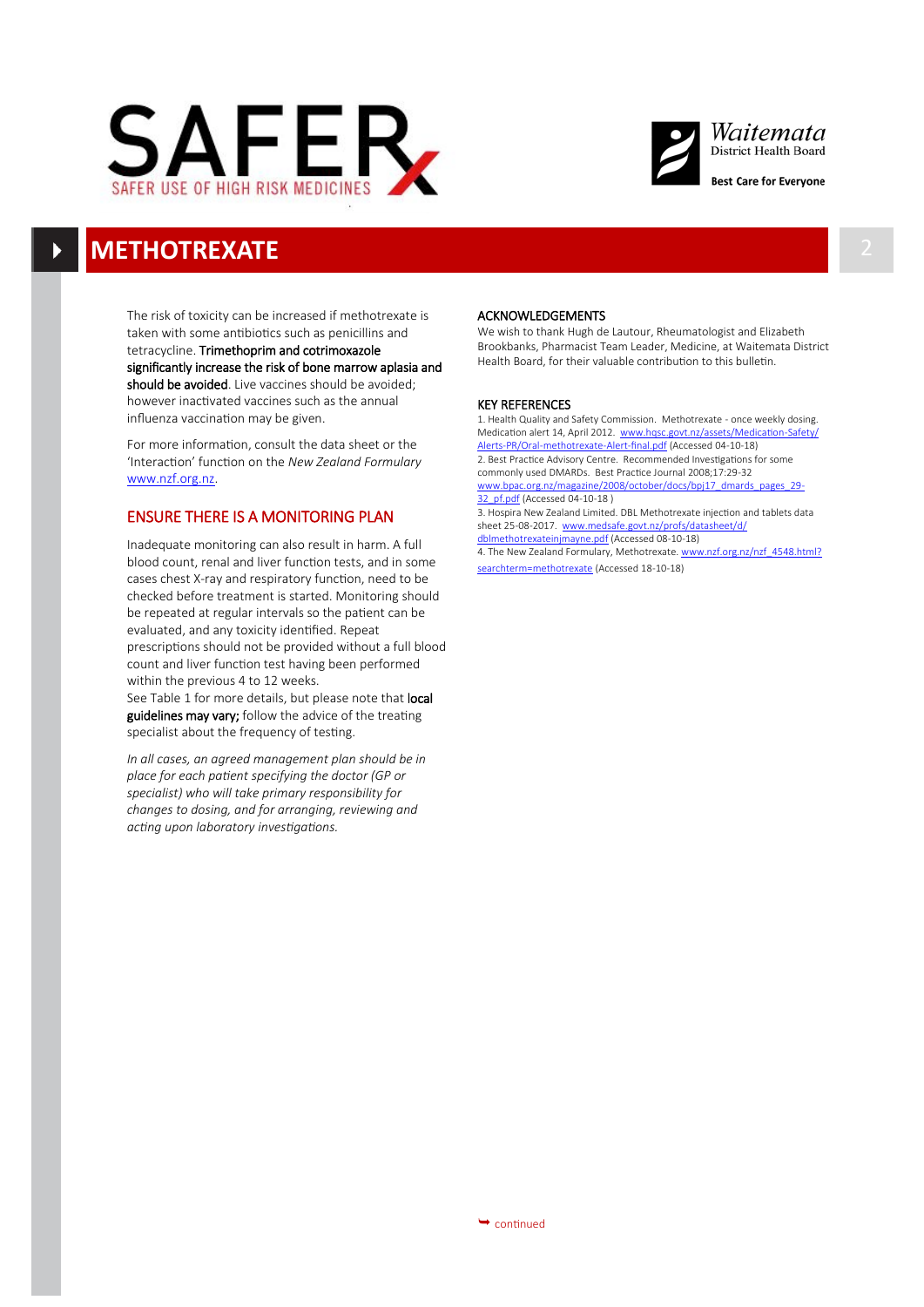# METHOTREXATE

The risk of toxicity can be increased if methotrexate is taken with some antibiotics such as penicillins and tetracycline. **Trimethoprim and cotrimoxazole significantly increase the risk of bone marrow aplasia and should be avoided**. Live vaccines should be avoided; however inactivated vaccines such as the annual influenza vaccination may be given.

For more information, consult the data sheet or the 'Interaction' function on the *New Zealand Formulary* www.nzf.org.nz.

## ENSURE THERE IS A MONITORING PLAN

Inadequate monitoring can also result in harm. A full blood count, renal and liver function tests, and in some cases chest X-ray and respiratory function, need to be checked before treatment is started. Monitoring should be repeated at regular intervals so the patient can be evaluated, and any toxicity identified. Repeat prescriptions should not be provided without a full blood count and liver function test having been performed within the previous 4 to 12 weeks.
See Table 1 for more details, but please note that **local guidelines may vary;** follow the advice of the treating specialist about the frequency of testing.

*In all cases, an agreed management plan should be in place for each patient specifying the doctor (GP or specialist) who will take primary responsibility for changes to dosing, and for arranging, reviewing and acting upon laboratory investigations.*

## ACKNOWLEDGEMENTS

We wish to thank Hugh de Lautour, Rheumatologist and Elizabeth Brookbanks, Pharmacist Team Leader, Medicine, at Waitemata District Health Board, for their valuable contribution to this bulletin.

## KEY REFERENCES

1. Health Quality and Safety Commission. Methotrexate - once weekly dosing. Medication alert 14, April 2012. www.hqsc.govt.nz/assets/Medication-Safety/Alerts-PR/Oral-methotrexate-Alert-final.pdf (Accessed 04-10-18)
2. Best Practice Advisory Centre. Recommended Investigations for some commonly used DMARDs. Best Practice Journal 2008;17:29-32 www.bpac.org.nz/magazine/2008/october/docs/bpj17_dmards_pages_29-32_pf.pdf (Accessed 04-10-18 )
3. Hospira New Zealand Limited. DBL Methotrexate injection and tablets data sheet 25-08-2017. www.medsafe.govt.nz/profs/datasheet/d/dblmethotrexateinjmayne.pdf (Accessed 08-10-18)
4. The New Zealand Formulary, Methotrexate. www.nzf.org.nz/nzf_4548.html?searchterm=methotrexate (Accessed 18-10-18)

continued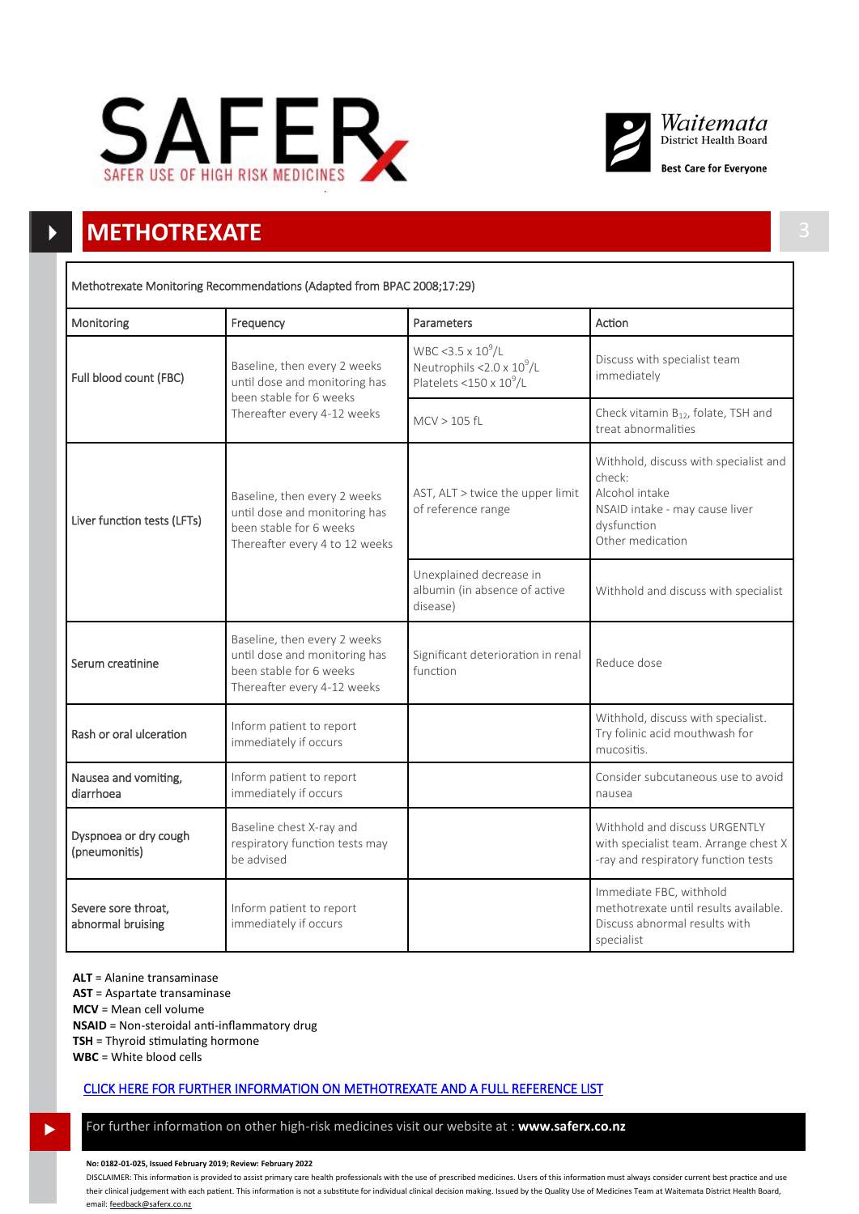SAFER

SAFER USE OF HIGH RISK MEDICINES

Waitemata District Health Board

Best Care for Everyone

# METHOTREXATE

Methotrexate Monitoring Recommendations (Adapted from BPAC 2008;17:29)

| Monitoring | Frequency | Parameters | Action |
|---|---|---|---|
| Full blood count (FBC) | Baseline, then every 2 weeks until dose and monitoring has been stable for 6 weeks<br>Thereafter every 4-12 weeks | WBC <3.5 x $10^9$/L<br>Neutrophils <2.0 x $10^9$/L<br>Platelets <150 x $10^9$/L | Discuss with specialist team immediately |
| | | MCV > 105 fL | Check vitamin $B_{12}$, folate, TSH and treat abnormalities |
| Liver function tests (LFTs) | Baseline, then every 2 weeks until dose and monitoring has been stable for 6 weeks<br>Thereafter every 4 to 12 weeks | AST, ALT > twice the upper limit of reference range | Withhold, discuss with specialist and check:<br>Alcohol intake<br>NSAID intake - may cause liver dysfunction<br>Other medication |
| | | Unexplained decrease in albumin (in absence of active disease) | Withhold and discuss with specialist |
| Serum creatinine | Baseline, then every 2 weeks until dose and monitoring has been stable for 6 weeks<br>Thereafter every 4-12 weeks | Significant deterioration in renal function | Reduce dose |
| Rash or oral ulceration | Inform patient to report immediately if occurs | | Withhold, discuss with specialist.<br>Try folinic acid mouthwash for mucositis. |
| Nausea and vomiting, diarrhoea | Inform patient to report immediately if occurs | | Consider subcutaneous use to avoid nausea |
| Dyspnoea or dry cough (pneumonitis) | Baseline chest X-ray and respiratory function tests may be advised | | Withhold and discuss URGENTLY with specialist team. Arrange chest X-ray and respiratory function tests |
| Severe sore throat, abnormal bruising | Inform patient to report immediately if occurs | | Immediate FBC, withhold methotrexate until results available. Discuss abnormal results with specialist |

**ALT** = Alanine transaminase
**AST** = Aspartate transaminase
**MCV** = Mean cell volume
**NSAID** = Non-steroidal anti-inflammatory drug
**TSH** = Thyroid stimulating hormone
**WBC** = White blood cells

CLICK HERE FOR FURTHER INFORMATION ON METHOTREXATE AND A FULL REFERENCE LIST

For further information on other high-risk medicines visit our website at : **www.saferx.co.nz**

**No: 0182-01-025, Issued February 2019; Review: February 2022**

DISCLAIMER: This information is provided to assist primary care health professionals with the use of prescribed medicines. Users of this information must always consider current best practice and use their clinical judgement with each patient. This information is not a substitute for individual clinical decision making. Issued by the Quality Use of Medicines Team at Waitemata District Health Board, email: feedback@saferx.co.nz